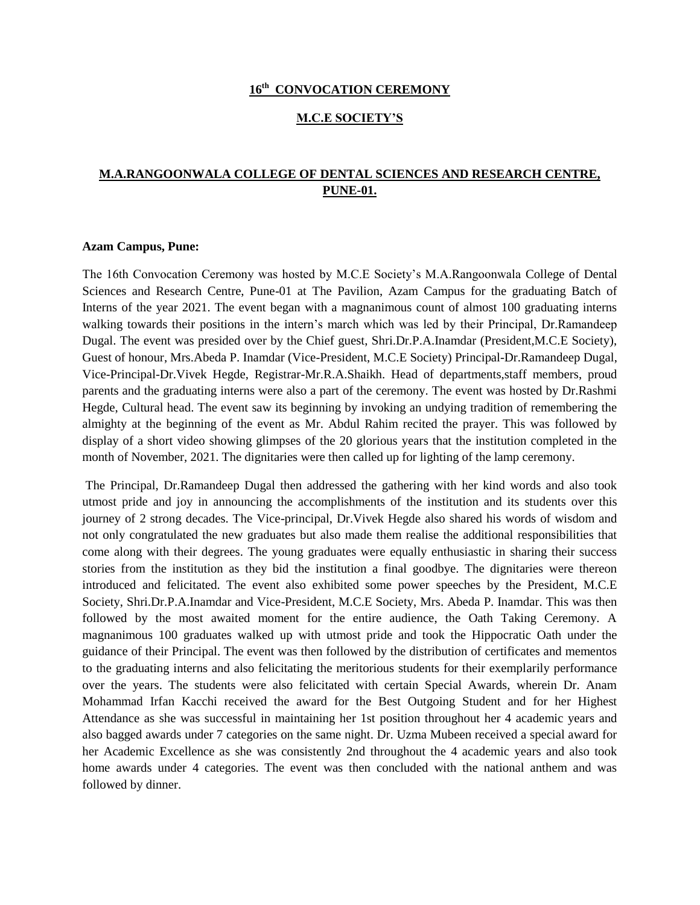# 16th CONVOCATION CEREMONY

## M.C.E SOCIETY'S

## M.A.RANGOONWALA COLLEGE OF DENTAL SCIENCES AND RESEARCH CENTRE, PUNE-01.

**Azam Campus, Pune:**

The 16th Convocation Ceremony was hosted by M.C.E Society's M.A.Rangoonwala College of Dental Sciences and Research Centre, Pune-01 at The Pavilion, Azam Campus for the graduating Batch of Interns of the year 2021. The event began with a magnanimous count of almost 100 graduating interns walking towards their positions in the intern's march which was led by their Principal, Dr.Ramandeep Dugal. The event was presided over by the Chief guest, Shri.Dr.P.A.Inamdar (President,M.C.E Society), Guest of honour, Mrs.Abeda P. Inamdar (Vice-President, M.C.E Society) Principal-Dr.Ramandeep Dugal, Vice-Principal-Dr.Vivek Hegde, Registrar-Mr.R.A.Shaikh. Head of departments,staff members, proud parents and the graduating interns were also a part of the ceremony. The event was hosted by Dr.Rashmi Hegde, Cultural head. The event saw its beginning by invoking an undying tradition of remembering the almighty at the beginning of the event as Mr. Abdul Rahim recited the prayer. This was followed by display of a short video showing glimpses of the 20 glorious years that the institution completed in the month of November, 2021. The dignitaries were then called up for lighting of the lamp ceremony.

The Principal, Dr.Ramandeep Dugal then addressed the gathering with her kind words and also took utmost pride and joy in announcing the accomplishments of the institution and its students over this journey of 2 strong decades. The Vice-principal, Dr.Vivek Hegde also shared his words of wisdom and not only congratulated the new graduates but also made them realise the additional responsibilities that come along with their degrees. The young graduates were equally enthusiastic in sharing their success stories from the institution as they bid the institution a final goodbye. The dignitaries were thereon introduced and felicitated. The event also exhibited some power speeches by the President, M.C.E Society, Shri.Dr.P.A.Inamdar and Vice-President, M.C.E Society, Mrs. Abeda P. Inamdar. This was then followed by the most awaited moment for the entire audience, the Oath Taking Ceremony. A magnanimous 100 graduates walked up with utmost pride and took the Hippocratic Oath under the guidance of their Principal. The event was then followed by the distribution of certificates and mementos to the graduating interns and also felicitating the meritorious students for their exemplarily performance over the years. The students were also felicitated with certain Special Awards, wherein Dr. Anam Mohammad Irfan Kacchi received the award for the Best Outgoing Student and for her Highest Attendance as she was successful in maintaining her 1st position throughout her 4 academic years and also bagged awards under 7 categories on the same night. Dr. Uzma Mubeen received a special award for her Academic Excellence as she was consistently 2nd throughout the 4 academic years and also took home awards under 4 categories. The event was then concluded with the national anthem and was followed by dinner.